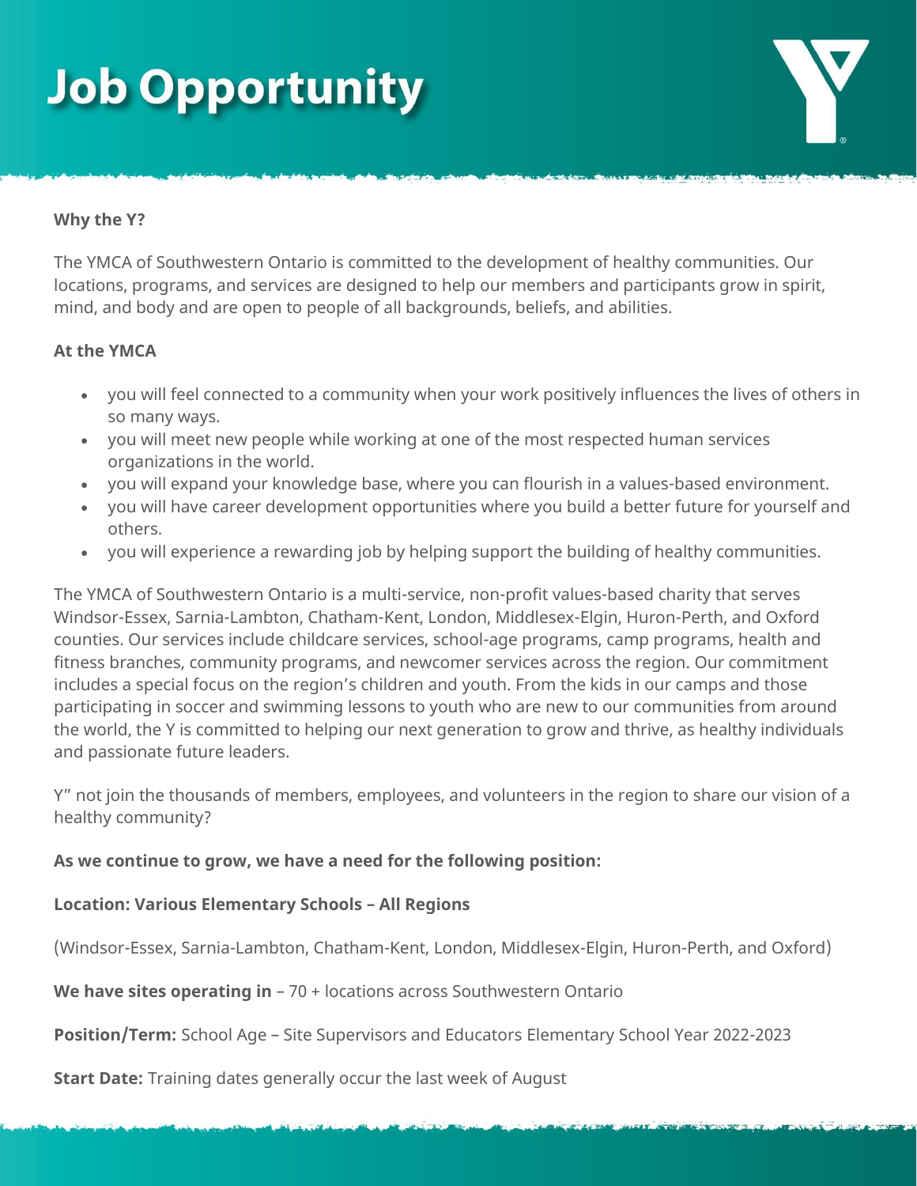# Job Opportunity

**Why the Y?**

The YMCA of Southwestern Ontario is committed to the development of healthy communities. Our locations, programs, and services are designed to help our members and participants grow in spirit, mind, and body and are open to people of all backgrounds, beliefs, and abilities.

**At the YMCA**

- you will feel connected to a community when your work positively influences the lives of others in so many ways.
- you will meet new people while working at one of the most respected human services organizations in the world.
- you will expand your knowledge base, where you can flourish in a values-based environment.
- you will have career development opportunities where you build a better future for yourself and others.
- you will experience a rewarding job by helping support the building of healthy communities.

The YMCA of Southwestern Ontario is a multi-service, non-profit values-based charity that serves Windsor-Essex, Sarnia-Lambton, Chatham-Kent, London, Middlesex-Elgin, Huron-Perth, and Oxford counties. Our services include childcare services, school-age programs, camp programs, health and fitness branches, community programs, and newcomer services across the region. Our commitment includes a special focus on the region's children and youth. From the kids in our camps and those participating in soccer and swimming lessons to youth who are new to our communities from around the world, the Y is committed to helping our next generation to grow and thrive, as healthy individuals and passionate future leaders.

Y" not join the thousands of members, employees, and volunteers in the region to share our vision of a healthy community?

**As we continue to grow, we have a need for the following position:**

**Location: Various Elementary Schools – All Regions**

(Windsor-Essex, Sarnia-Lambton, Chatham-Kent, London, Middlesex-Elgin, Huron-Perth, and Oxford)

**We have sites operating in** – 70 + locations across Southwestern Ontario

**Position/Term:** School Age – Site Supervisors and Educators Elementary School Year 2022-2023

**Start Date:** Training dates generally occur the last week of August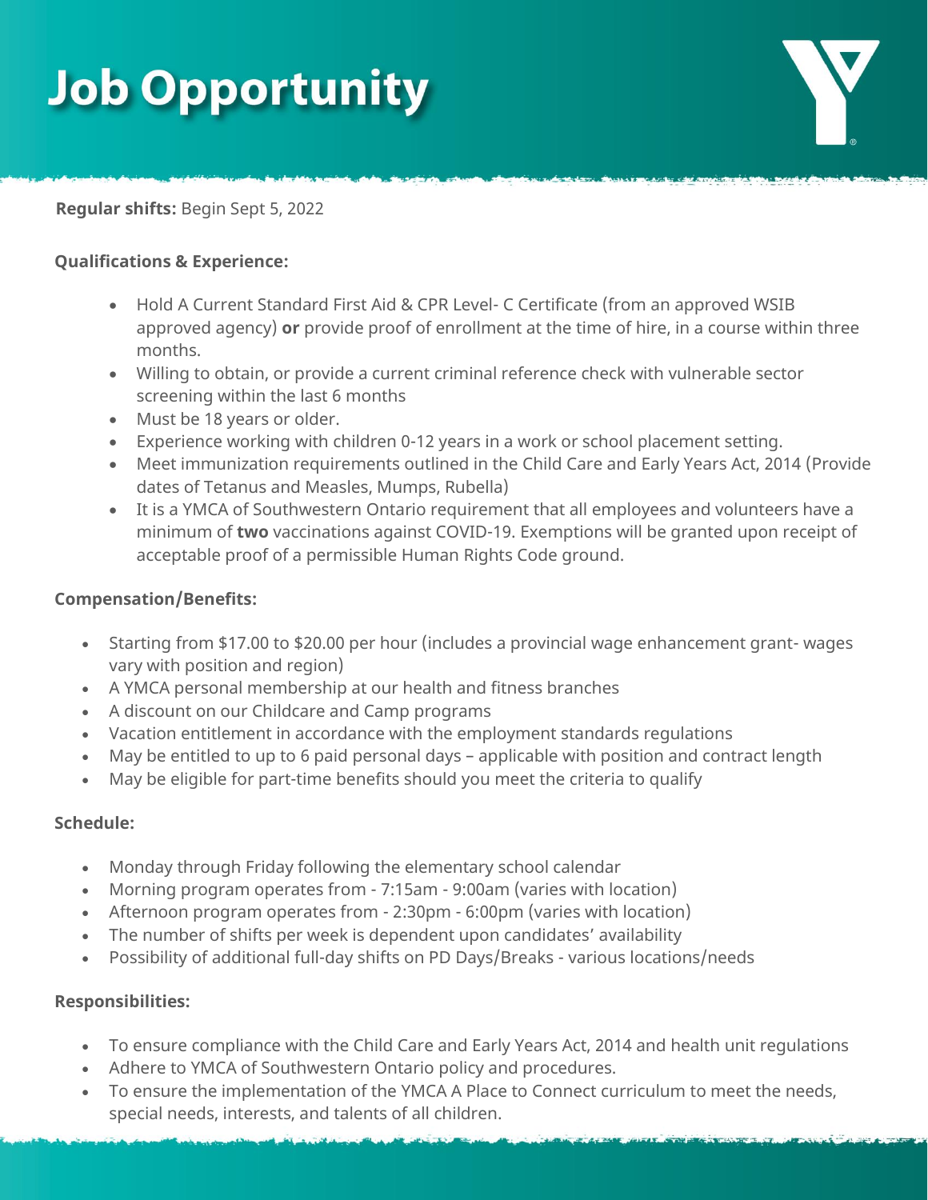# Job Opportunity

**Regular shifts:** Begin Sept 5, 2022

**Qualifications & Experience:**

- Hold A Current Standard First Aid & CPR Level- C Certificate (from an approved WSIB approved agency) **or** provide proof of enrollment at the time of hire, in a course within three months.
- Willing to obtain, or provide a current criminal reference check with vulnerable sector screening within the last 6 months
- Must be 18 years or older.
- Experience working with children 0-12 years in a work or school placement setting.
- Meet immunization requirements outlined in the Child Care and Early Years Act, 2014 (Provide dates of Tetanus and Measles, Mumps, Rubella)
- It is a YMCA of Southwestern Ontario requirement that all employees and volunteers have a minimum of **two** vaccinations against COVID-19. Exemptions will be granted upon receipt of acceptable proof of a permissible Human Rights Code ground.

**Compensation/Benefits:**

- Starting from $17.00 to $20.00 per hour (includes a provincial wage enhancement grant- wages vary with position and region)
- A YMCA personal membership at our health and fitness branches
- A discount on our Childcare and Camp programs
- Vacation entitlement in accordance with the employment standards regulations
- May be entitled to up to 6 paid personal days – applicable with position and contract length
- May be eligible for part-time benefits should you meet the criteria to qualify

**Schedule:**

- Monday through Friday following the elementary school calendar
- Morning program operates from - 7:15am - 9:00am (varies with location)
- Afternoon program operates from - 2:30pm - 6:00pm (varies with location)
- The number of shifts per week is dependent upon candidates' availability
- Possibility of additional full-day shifts on PD Days/Breaks - various locations/needs

**Responsibilities:**

- To ensure compliance with the Child Care and Early Years Act, 2014 and health unit regulations
- Adhere to YMCA of Southwestern Ontario policy and procedures.
- To ensure the implementation of the YMCA A Place to Connect curriculum to meet the needs, special needs, interests, and talents of all children.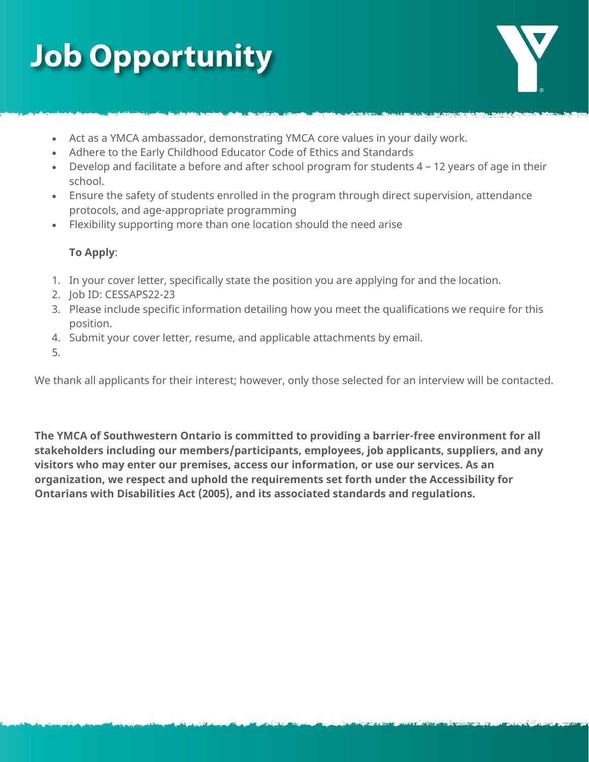# Job Opportunity

- Act as a YMCA ambassador, demonstrating YMCA core values in your daily work.
- Adhere to the Early Childhood Educator Code of Ethics and Standards
- Develop and facilitate a before and after school program for students 4 – 12 years of age in their school.
- Ensure the safety of students enrolled in the program through direct supervision, attendance protocols, and age-appropriate programming
- Flexibility supporting more than one location should the need arise

**To Apply**:

1. In your cover letter, specifically state the position you are applying for and the location.
2. Job ID: CESSAPS22-23
3. Please include specific information detailing how you meet the qualifications we require for this position.
4. Submit your cover letter, resume, and applicable attachments by email.
5.

We thank all applicants for their interest; however, only those selected for an interview will be contacted.

**The YMCA of Southwestern Ontario is committed to providing a barrier-free environment for all stakeholders including our members/participants, employees, job applicants, suppliers, and any visitors who may enter our premises, access our information, or use our services. As an organization, we respect and uphold the requirements set forth under the Accessibility for Ontarians with Disabilities Act (2005), and its associated standards and regulations.**